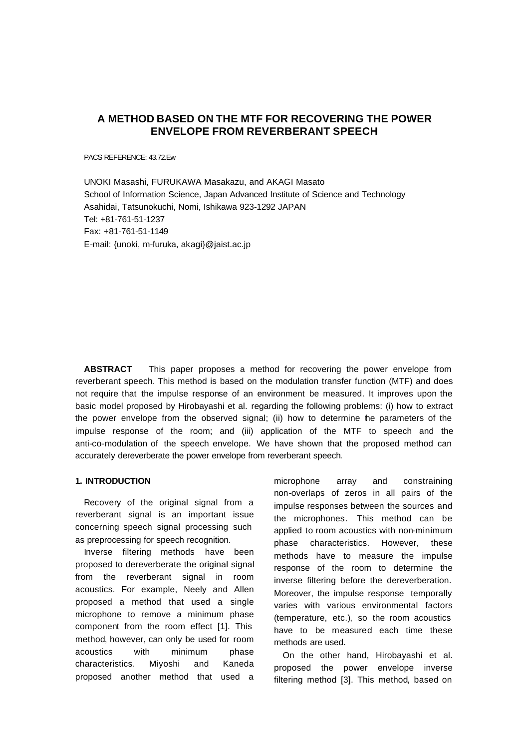# A METHOD BASED ON THE MTF FOR RECOVERING THE POWER ENVELOPE FROM REVERBERANT SPEECH

PACS REFERENCE: 43.72.Ew

UNOKI Masashi, FURUKAWA Masakazu, and AKAGI Masato
School of Information Science, Japan Advanced Institute of Science and Technology
Asahidai, Tatsunokuchi, Nomi, Ishikawa 923-1292 JAPAN
Tel: +81-761-51-1237
Fax: +81-761-51-1149
E-mail: {unoki, m-furuka, akagi}@jaist.ac.jp

**ABSTRACT** This paper proposes a method for recovering the power envelope from reverberant speech. This method is based on the modulation transfer function (MTF) and does not require that the impulse response of an environment be measured. It improves upon the basic model proposed by Hirobayashi et al. regarding the following problems: (i) how to extract the power envelope from the observed signal; (ii) how to determine the parameters of the impulse response of the room; and (iii) application of the MTF to speech and the anti-co-modulation of the speech envelope. We have shown that the proposed method can accurately dereverberate the power envelope from reverberant speech.

## 1. INTRODUCTION

Recovery of the original signal from a reverberant signal is an important issue concerning speech signal processing such as preprocessing for speech recognition.

Inverse filtering methods have been proposed to dereverberate the original signal from the reverberant signal in room acoustics. For example, Neely and Allen proposed a method that used a single microphone to remove a minimum phase component from the room effect [1]. This method, however, can only be used for room acoustics with minimum phase characteristics. Miyoshi and Kaneda proposed another method that used a microphone array and constraining non-overlaps of zeros in all pairs of the impulse responses between the sources and the microphones. This method can be applied to room acoustics with non-minimum phase characteristics. However, these methods have to measure the impulse response of the room to determine the inverse filtering before the dereverberation. Moreover, the impulse response temporally varies with various environmental factors (temperature, etc.), so the room acoustics have to be measured each time these methods are used.

On the other hand, Hirobayashi et al. proposed the power envelope inverse filtering method [3]. This method, based on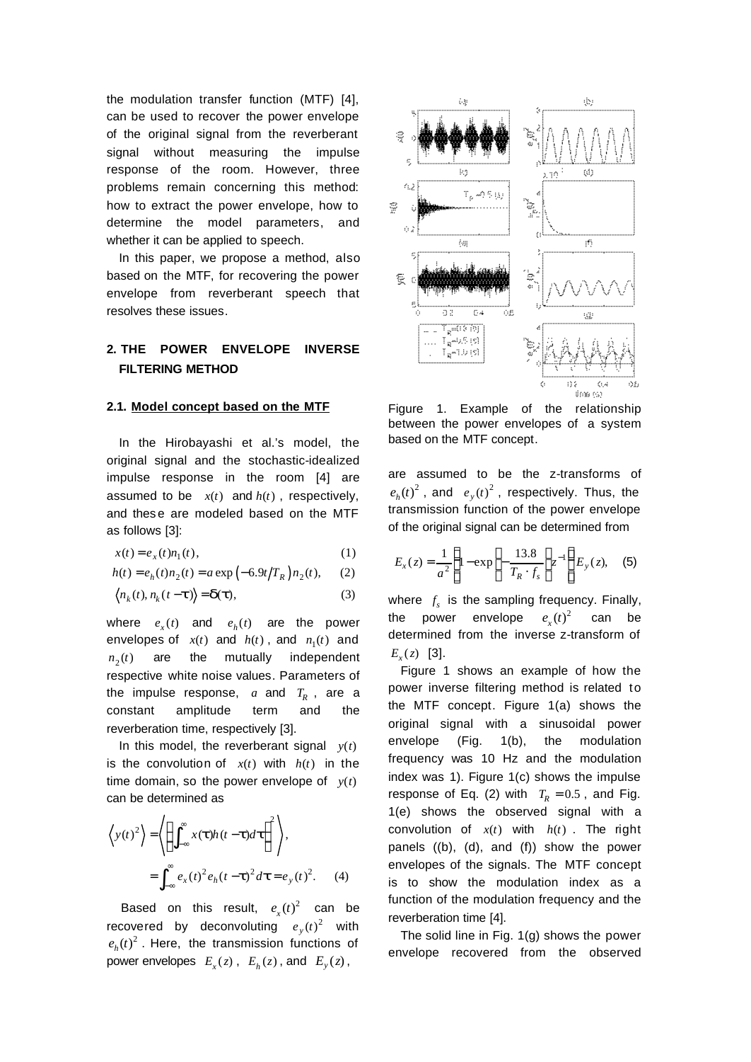the modulation transfer function (MTF) [4], can be used to recover the power envelope of the original signal from the reverberant signal without measuring the impulse response of the room. However, three problems remain concerning this method: how to extract the power envelope, how to determine the model parameters, and whether it can be applied to speech.

In this paper, we propose a method, also based on the MTF, for recovering the power envelope from reverberant speech that resolves these issues.

## 2. THE POWER ENVELOPE INVERSE FILTERING METHOD

### 2.1. Model concept based on the MTF

In the Hirobayashi et al.'s model, the original signal and the stochastic-idealized impulse response in the room [4] are assumed to be $x(t)$ and $h(t)$, respectively, and these are modeled based on the MTF as follows [3]:

$$x(t) = e_x(t) n_1(t), \tag{1}$$

$$h(t) = e_h(t) n_2(t) = a \exp\left(-6.9t/T_R\right) n_2(t), \tag{2}$$

$$\langle n_k(t), n_k(t-\tau) \rangle = \delta(\tau), \tag{3}$$

where $e_x(t)$ and $e_h(t)$ are the power envelopes of $x(t)$ and $h(t)$, and $n_1(t)$ and $n_2(t)$ are the mutually independent respective white noise values. Parameters of the impulse response, $a$ and $T_R$, are a constant amplitude term and the reverberation time, respectively [3].

In this model, the reverberant signal $y(t)$ is the convolution of $x(t)$ with $h(t)$ in the time domain, so the power envelope of $y(t)$ can be determined as

$$\begin{aligned}\left\langle y(t)^2 \right\rangle &= \left\langle \left( \int_{-\infty}^{\infty} x(\tau) h(t-\tau) d\tau \right)^2 \right\rangle, \\ &= \int_{-\infty}^{\infty} e_x(t)^2 e_h(t-\tau)^2 d\tau = e_y(t)^2. \end{aligned} \tag{4}$$

Based on this result, $e_x(t)^2$ can be recovered by deconvoluting $e_y(t)^2$ with $e_h(t)^2$. Here, the transmission functions of power envelopes $E_x(z)$, $E_h(z)$, and $E_y(z)$, are assumed to be the z-transforms of $e_h(t)^2$, and $e_y(t)^2$, respectively. Thus, the transmission function of the power envelope of the original signal can be determined from

$$E_x(z) = \frac{1}{a^2}\left(1 - \exp\left(-\frac{13.8}{T_R \cdot f_s}\right) z^{-1}\right) E_y(z), \tag{5}$$

where $f_s$ is the sampling frequency. Finally, the power envelope $e_x(t)^2$ can be determined from the inverse z-transform of $E_x(z)$ [3].

Figure 1. Example of the relationship between the power envelopes of a system based on the MTF concept.

Figure 1 shows an example of how the power inverse filtering method is related to the MTF concept. Figure 1(a) shows the original signal with a sinusoidal power envelope (Fig. 1(b), the modulation frequency was 10 Hz and the modulation index was 1). Figure 1(c) shows the impulse response of Eq. (2) with $T_R = 0.5$, and Fig. 1(e) shows the observed signal with a convolution of $x(t)$ with $h(t)$. The right panels ((b), (d), and (f)) show the power envelopes of the signals. The MTF concept is to show the modulation index as a function of the modulation frequency and the reverberation time [4].

The solid line in Fig. 1(g) shows the power envelope recovered from the observed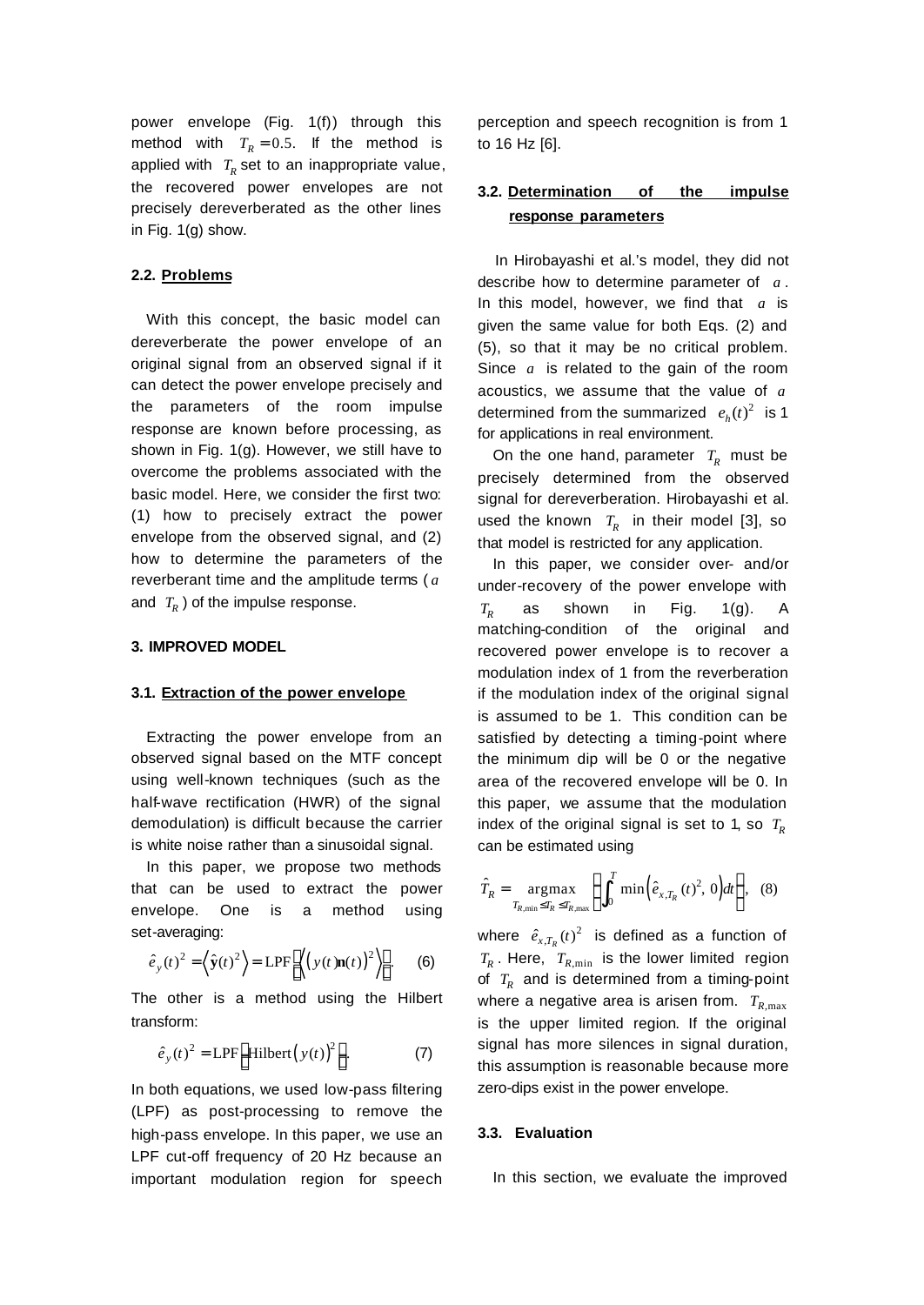power envelope (Fig. 1(f)) through this method with $T_R = 0.5$. If the method is applied with $T_R$ set to an inappropriate value, the recovered power envelopes are not precisely dereverberated as the other lines in Fig. 1(g) show.

### 2.2. Problems

With this concept, the basic model can dereverberate the power envelope of an original signal from an observed signal if it can detect the power envelope precisely and the parameters of the room impulse response are known before processing, as shown in Fig. 1(g). However, we still have to overcome the problems associated with the basic model. Here, we consider the first two: (1) how to precisely extract the power envelope from the observed signal, and (2) how to determine the parameters of the reverberant time and the amplitude terms ($a$ and $T_R$) of the impulse response.

## 3. IMPROVED MODEL

### 3.1. Extraction of the power envelope

Extracting the power envelope from an observed signal based on the MTF concept using well-known techniques (such as the half-wave rectification (HWR) of the signal demodulation) is difficult because the carrier is white noise rather than a sinusoidal signal.

In this paper, we propose two methods that can be used to extract the power envelope. One is a method using set-averaging:

$$\hat{e}_y(t)^2 = \left\langle \hat{\mathbf{y}}(t)^2 \right\rangle = \mathrm{LPF}\left[\left\langle \left( y(t)\mathbf{n}(t) \right)^2 \right\rangle\right]. \quad (6)$$

The other is a method using the Hilbert transform:

$$\hat{e}_y(t)^2 = \mathrm{LPF}\left[\left|\mathrm{Hilbert}\left( y(t) \right)^2\right|\right]. \quad (7)$$

In both equations, we used low-pass filtering (LPF) as post-processing to remove the high-pass envelope. In this paper, we use an LPF cut-off frequency of 20 Hz because an important modulation region for speech perception and speech recognition is from 1 to 16 Hz [6].

### 3.2. Determination of the impulse response parameters

In Hirobayashi et al.'s model, they did not describe how to determine parameter of $a$. In this model, however, we find that $a$ is given the same value for both Eqs. (2) and (5), so that it may be no critical problem. Since $a$ is related to the gain of the room acoustics, we assume that the value of $a$ determined from the summarized $e_h(t)^2$ is 1 for applications in real environment.

On the one hand, parameter $T_R$ must be precisely determined from the observed signal for dereverberation. Hirobayashi et al. used the known $T_R$ in their model [3], so that model is restricted for any application.

In this paper, we consider over- and/or under-recovery of the power envelope with $T_R$ as shown in Fig. 1(g). A matching-condition of the original and recovered power envelope is to recover a modulation index of 1 from the reverberation if the modulation index of the original signal is assumed to be 1. This condition can be satisfied by detecting a timing-point where the minimum dip will be 0 or the negative area of the recovered envelope will be 0. In this paper, we assume that the modulation index of the original signal is set to 1, so $T_R$ can be estimated using

$$\hat{T}_R = \underset{T_{R,\min} \le T_R \le T_{R,\max}}{\operatorname{argmax}} \left[ \int_0^T \min\left( \hat{e}_{x,T_R}(t)^2,\, 0 \right) dt \right], \quad (8)$$

where $\hat{e}_{x,T_R}(t)^2$ is defined as a function of $T_R$. Here, $T_{R,\min}$ is the lower limited region of $T_R$ and is determined from a timing-point where a negative area is arisen from. $T_{R,\max}$ is the upper limited region. If the original signal has more silences in signal duration, this assumption is reasonable because more zero-dips exist in the power envelope.

### 3.3. Evaluation

In this section, we evaluate the improved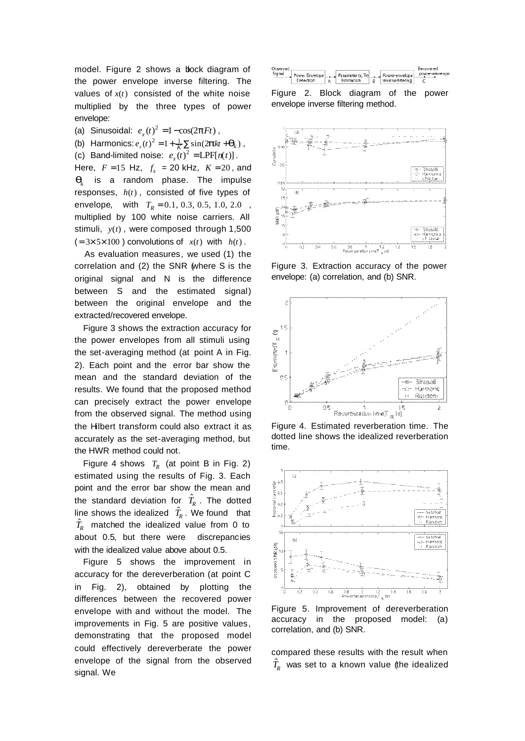model. Figure 2 shows a block diagram of the power envelope inverse filtering. The values of $x(t)$ consisted of the white noise multiplied by the three types of power envelope:

(a) Sinusoidal: $e_x(t)^2 = 1 - \cos(2\pi F t)$,

(b) Harmonics: $e_x(t)^2 = 1 + \frac{1}{K}\sum \sin(2\pi k t + \theta_k)$,

(c) Band-limited noise: $e_x(t)^2 = \mathrm{LPF}[n(t)]$.

Here, $F = 15$ Hz, $f_s$ = 20 kHz, $K = 20$, and $\theta_k$ is a random phase. The impulse responses, $h(t)$, consisted of five types of envelope, with $T_R = 0.1, 0.3, 0.5, 1.0, 2.0$, multiplied by 100 white noise carriers. All stimuli, $y(t)$, were composed through 1,500 ($= 3 \times 5 \times 100$) convolutions of $x(t)$ with $h(t)$.

As evaluation measures, we used (1) the correlation and (2) the SNR (where S is the original signal and N is the difference between S and the estimated signal) between the original envelope and the extracted/recovered envelope.

Figure 3 shows the extraction accuracy for the power envelopes from all stimuli using the set-averaging method (at point A in Fig. 2). Each point and the error bar show the mean and the standard deviation of the results. We found that the proposed method can precisely extract the power envelope from the observed signal. The method using the Hilbert transform could also extract it as accurately as the set-averaging method, but the HWR method could not.

Figure 4 shows $T_R$ (at point B in Fig. 2) estimated using the results of Fig. 3. Each point and the error bar show the mean and the standard deviation for $\hat{T}_R$. The dotted line shows the idealized $\hat{T}_R$. We found that $\hat{T}_R$ matched the idealized value from 0 to about 0.5, but there were discrepancies with the idealized value above about 0.5.

Figure 5 shows the improvement in accuracy for the dereverberation (at point C in Fig. 2), obtained by plotting the differences between the recovered power envelope with and without the model. The improvements in Fig. 5 are positive values, demonstrating that the proposed model could effectively dereverberate the power envelope of the signal from the observed signal. We compared these results with the result when $\hat{T}_R$ was set to a known value (the idealized

Figure 2. Block diagram of the power envelope inverse filtering method.

Figure 3. Extraction accuracy of the power envelope: (a) correlation, and (b) SNR.

Figure 4. Estimated reverberation time. The dotted line shows the idealized reverberation time.

Figure 5. Improvement of dereverberation accuracy in the proposed model: (a) correlation, and (b) SNR.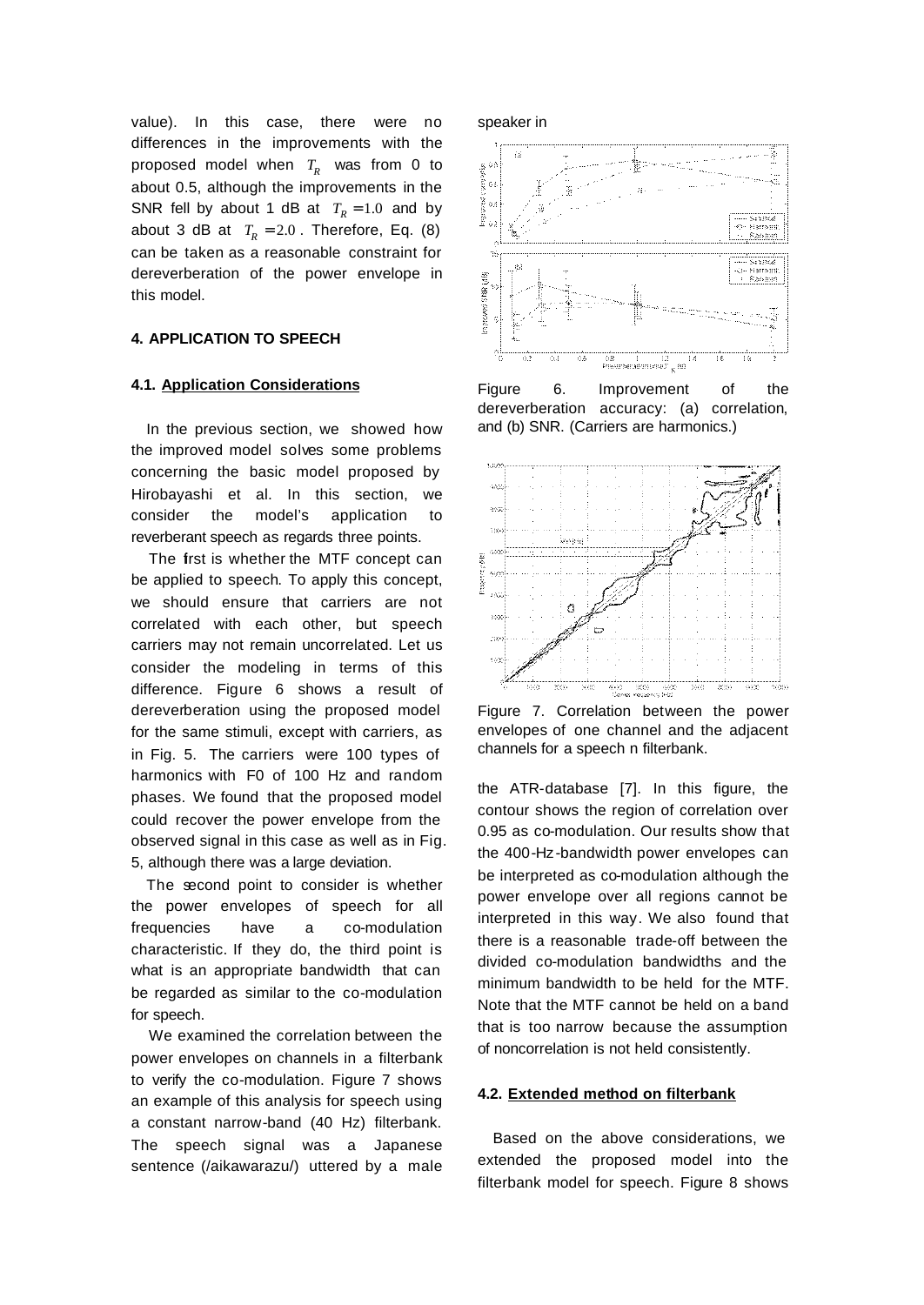value). In this case, there were no differences in the improvements with the proposed model when $T_R$ was from 0 to about 0.5, although the improvements in the SNR fell by about 1 dB at $T_R = 1.0$ and by about 3 dB at $T_R = 2.0$. Therefore, Eq. (8) can be taken as a reasonable constraint for dereverberation of the power envelope in this model.

## 4. APPLICATION TO SPEECH

### 4.1. Application Considerations

In the previous section, we showed how the improved model solves some problems concerning the basic model proposed by Hirobayashi et al. In this section, we consider the model's application to reverberant speech as regards three points.

The first is whether the MTF concept can be applied to speech. To apply this concept, we should ensure that carriers are not correlated with each other, but speech carriers may not remain uncorrelated. Let us consider the modeling in terms of this difference. Figure 6 shows a result of dereverberation using the proposed model for the same stimuli, except with carriers, as in Fig. 5. The carriers were 100 types of harmonics with F0 of 100 Hz and random phases. We found that the proposed model could recover the power envelope from the observed signal in this case as well as in Fig. 5, although there was a large deviation.

The second point to consider is whether the power envelopes of speech for all frequencies have a co-modulation characteristic. If they do, the third point is what is an appropriate bandwidth that can be regarded as similar to the co-modulation for speech.

We examined the correlation between the power envelopes on channels in a filterbank to verify the co-modulation. Figure 7 shows an example of this analysis for speech using a constant narrow-band (40 Hz) filterbank. The speech signal was a Japanese sentence (/aikawarazu/) uttered by a male speaker in

Figure 6. Improvement of the dereverberation accuracy: (a) correlation, and (b) SNR. (Carriers are harmonics.)

Figure 7. Correlation between the power envelopes of one channel and the adjacent channels for a speech n filterbank.

the ATR-database [7]. In this figure, the contour shows the region of correlation over 0.95 as co-modulation. Our results show that the 400-Hz-bandwidth power envelopes can be interpreted as co-modulation although the power envelope over all regions cannot be interpreted in this way. We also found that there is a reasonable trade-off between the divided co-modulation bandwidths and the minimum bandwidth to be held for the MTF. Note that the MTF cannot be held on a band that is too narrow because the assumption of noncorrelation is not held consistently.

### 4.2. Extended method on filterbank

Based on the above considerations, we extended the proposed model into the filterbank model for speech. Figure 8 shows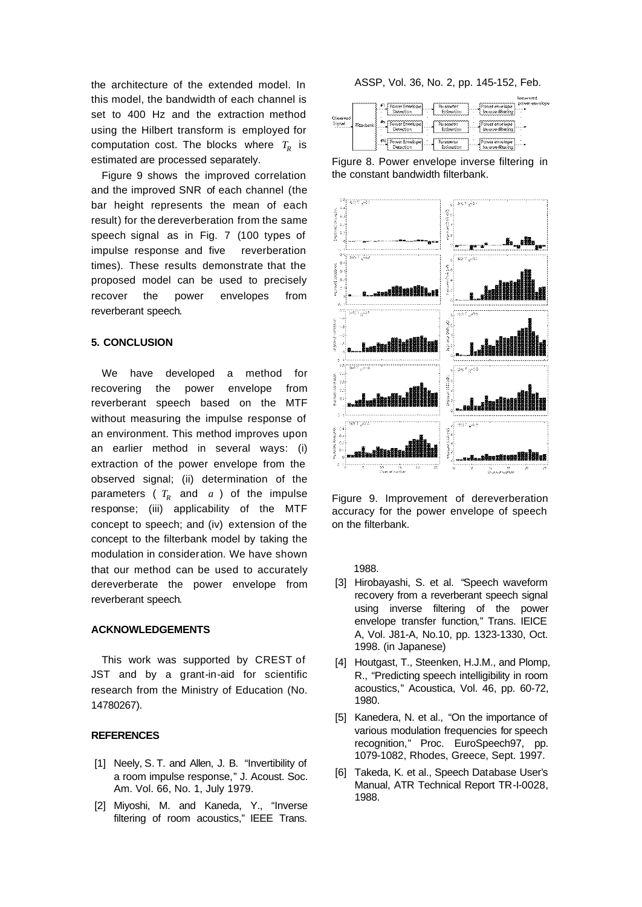the architecture of the extended model. In this model, the bandwidth of each channel is set to 400 Hz and the extraction method using the Hilbert transform is employed for computation cost. The blocks where $T_R$ is estimated are processed separately.

Figure 9 shows the improved correlation and the improved SNR of each channel (the bar height represents the mean of each result) for the dereverberation from the same speech signal as in Fig. 7 (100 types of impulse response and five reverberation times). These results demonstrate that the proposed model can be used to precisely recover the power envelopes from reverberant speech.

## 5. CONCLUSION

We have developed a method for recovering the power envelope from reverberant speech based on the MTF without measuring the impulse response of an environment. This method improves upon an earlier method in several ways: (i) extraction of the power envelope from the observed signal; (ii) determination of the parameters ( $T_R$ and $a$ ) of the impulse response; (iii) applicability of the MTF concept to speech; and (iv) extension of the concept to the filterbank model by taking the modulation in consideration. We have shown that our method can be used to accurately dereverberate the power envelope from reverberant speech.

## ACKNOWLEDGEMENTS

This work was supported by CREST of JST and by a grant-in-aid for scientific research from the Ministry of Education (No. 14780267).

## REFERENCES

[1] Neely, S. T. and Allen, J. B. "Invertibility of a room impulse response," J. Acoust. Soc. Am. Vol. 66, No. 1, July 1979.

[2] Miyoshi, M. and Kaneda, Y., "Inverse filtering of room acoustics," IEEE Trans. ASSP, Vol. 36, No. 2, pp. 145-152, Feb. 1988.

Observed Signal
Filterbank
#1 Power Envelope Detection
#n Power Envelope Detection
#N Power Envelope Detection
Parameter Estimation
Power envelope Inverse-filtering
Recovered power envelope

Figure 8. Power envelope inverse filtering in the constant bandwidth filterbank.

Channel number

Figure 9. Improvement of dereverberation accuracy for the power envelope of speech on the filterbank.

[3] Hirobayashi, S. et al. "Speech waveform recovery from a reverberant speech signal using inverse filtering of the power envelope transfer function," Trans. IEICE A, Vol. J81-A, No.10, pp. 1323-1330, Oct. 1998. (in Japanese)

[4] Houtgast, T., Steenken, H.J.M., and Plomp, R., "Predicting speech intelligibility in room acoustics," Acoustica, Vol. 46, pp. 60-72, 1980.

[5] Kanedera, N. et al., "On the importance of various modulation frequencies for speech recognition," Proc. EuroSpeech97, pp. 1079-1082, Rhodes, Greece, Sept. 1997.

[6] Takeda, K. et al., Speech Database User's Manual, ATR Technical Report TR-I-0028, 1988.